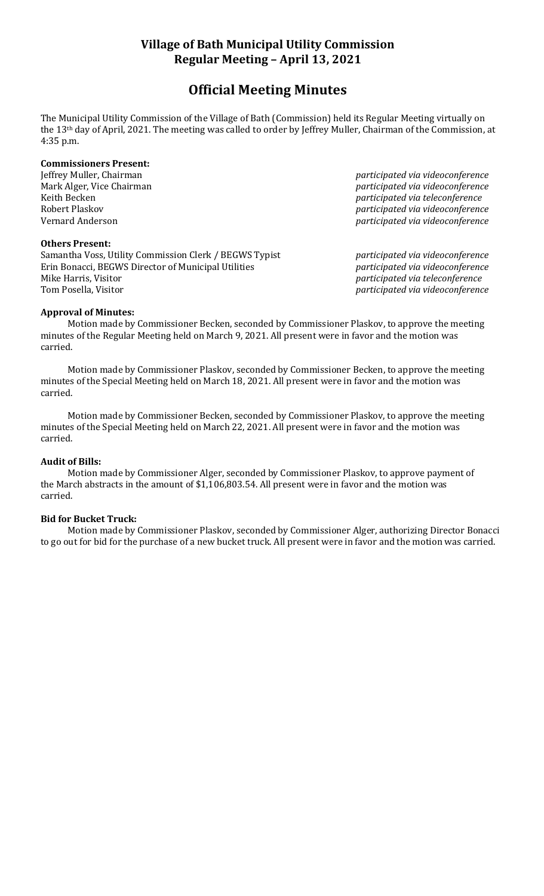## Village of Bath Municipal Utility Commission
## Regular Meeting – April 13, 2021

# Official Meeting Minutes

The Municipal Utility Commission of the Village of Bath (Commission) held its Regular Meeting virtually on the 13th day of April, 2021. The meeting was called to order by Jeffrey Muller, Chairman of the Commission, at 4:35 p.m.

**Commissioners Present:**

| | |
|---|---|
| Jeffrey Muller, Chairman | *participated via videoconference* |
| Mark Alger, Vice Chairman | *participated via videoconference* |
| Keith Becken | *participated via teleconference* |
| Robert Plaskov | *participated via videoconference* |
| Vernard Anderson | *participated via videoconference* |

**Others Present:**

| | |
|---|---|
| Samantha Voss, Utility Commission Clerk / BEGWS Typist | *participated via videoconference* |
| Erin Bonacci, BEGWS Director of Municipal Utilities | *participated via videoconference* |
| Mike Harris, Visitor | *participated via teleconference* |
| Tom Posella, Visitor | *participated via videoconference* |

**Approval of Minutes:**

Motion made by Commissioner Becken, seconded by Commissioner Plaskov, to approve the meeting minutes of the Regular Meeting held on March 9, 2021. All present were in favor and the motion was carried.

Motion made by Commissioner Plaskov, seconded by Commissioner Becken, to approve the meeting minutes of the Special Meeting held on March 18, 2021. All present were in favor and the motion was carried.

Motion made by Commissioner Becken, seconded by Commissioner Plaskov, to approve the meeting minutes of the Special Meeting held on March 22, 2021. All present were in favor and the motion was carried.

**Audit of Bills:**

Motion made by Commissioner Alger, seconded by Commissioner Plaskov, to approve payment of the March abstracts in the amount of $1,106,803.54. All present were in favor and the motion was carried.

**Bid for Bucket Truck:**

Motion made by Commissioner Plaskov, seconded by Commissioner Alger, authorizing Director Bonacci to go out for bid for the purchase of a new bucket truck. All present were in favor and the motion was carried.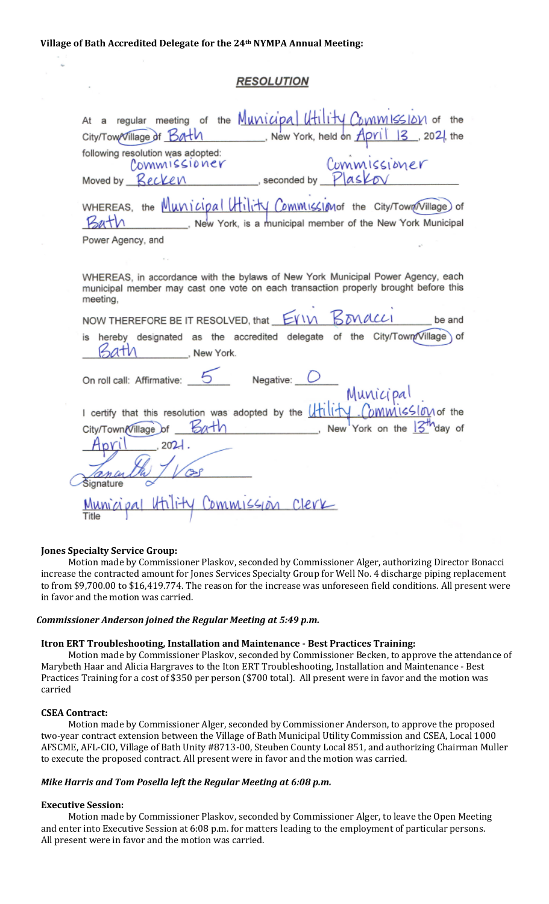**Village of Bath Accredited Delegate for the 24th NYMPA Annual Meeting:**

## RESOLUTION

At a regular meeting of the Municipal Utility Commission of the City/Town/Village of Bath, New York, held on April 13, 2021 the following resolution was adopted:

Moved by Commissioner Becken, seconded by Commissioner Plaskov

WHEREAS, the Municipal Utility Commission of the City/Town/Village of Bath, New York, is a municipal member of the New York Municipal Power Agency, and

WHEREAS, in accordance with the bylaws of New York Municipal Power Agency, each municipal member may cast one vote on each transaction properly brought before this meeting,

NOW THEREFORE BE IT RESOLVED, that Erin Bonacci be and is hereby designated as the accredited delegate of the City/Town/Village of Bath, New York.

On roll call: Affirmative: 5 Negative: 0

I certify that this resolution was adopted by the Municipal Utility Commission of the City/Town/Village of Bath, New York on the 13th day of April, 2021.

Signature

Municipal Utility Commission Clerk
Title

**Jones Specialty Service Group:**

Motion made by Commissioner Plaskov, seconded by Commissioner Alger, authorizing Director Bonacci increase the contracted amount for Jones Services Specialty Group for Well No. 4 discharge piping replacement to from $9,700.00 to $16,419.774. The reason for the increase was unforeseen field conditions. All present were in favor and the motion was carried.

***Commissioner Anderson joined the Regular Meeting at 5:49 p.m.***

**Itron ERT Troubleshooting, Installation and Maintenance - Best Practices Training:**

Motion made by Commissioner Plaskov, seconded by Commissioner Becken, to approve the attendance of Marybeth Haar and Alicia Hargraves to the Iton ERT Troubleshooting, Installation and Maintenance - Best Practices Training for a cost of $350 per person ($700 total). All present were in favor and the motion was carried

**CSEA Contract:**

Motion made by Commissioner Alger, seconded by Commissioner Anderson, to approve the proposed two-year contract extension between the Village of Bath Municipal Utility Commission and CSEA, Local 1000 AFSCME, AFL-CIO, Village of Bath Unity #8713-00, Steuben County Local 851, and authorizing Chairman Muller to execute the proposed contract. All present were in favor and the motion was carried.

***Mike Harris and Tom Posella left the Regular Meeting at 6:08 p.m.***

**Executive Session:**

Motion made by Commissioner Plaskov, seconded by Commissioner Alger, to leave the Open Meeting and enter into Executive Session at 6:08 p.m. for matters leading to the employment of particular persons. All present were in favor and the motion was carried.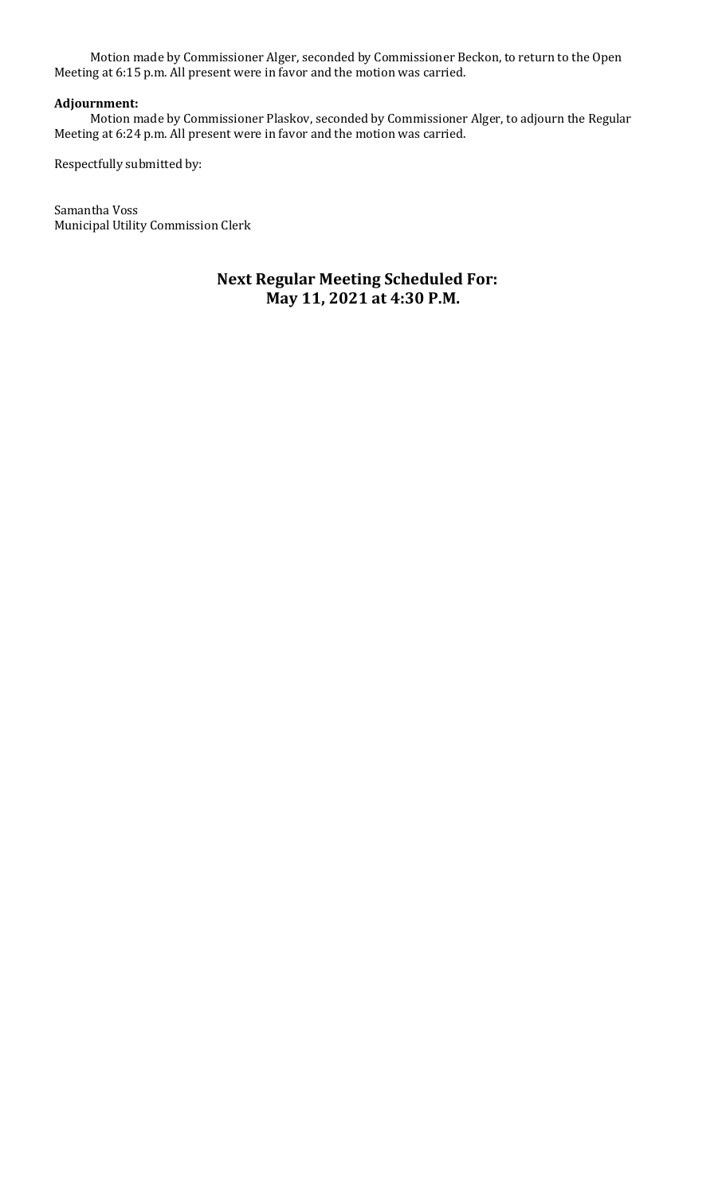Motion made by Commissioner Alger, seconded by Commissioner Beckon, to return to the Open Meeting at 6:15 p.m. All present were in favor and the motion was carried.

**Adjournment:**

Motion made by Commissioner Plaskov, seconded by Commissioner Alger, to adjourn the Regular Meeting at 6:24 p.m. All present were in favor and the motion was carried.

Respectfully submitted by:

Samantha Voss
Municipal Utility Commission Clerk

**Next Regular Meeting Scheduled For:**
**May 11, 2021 at 4:30 P.M.**